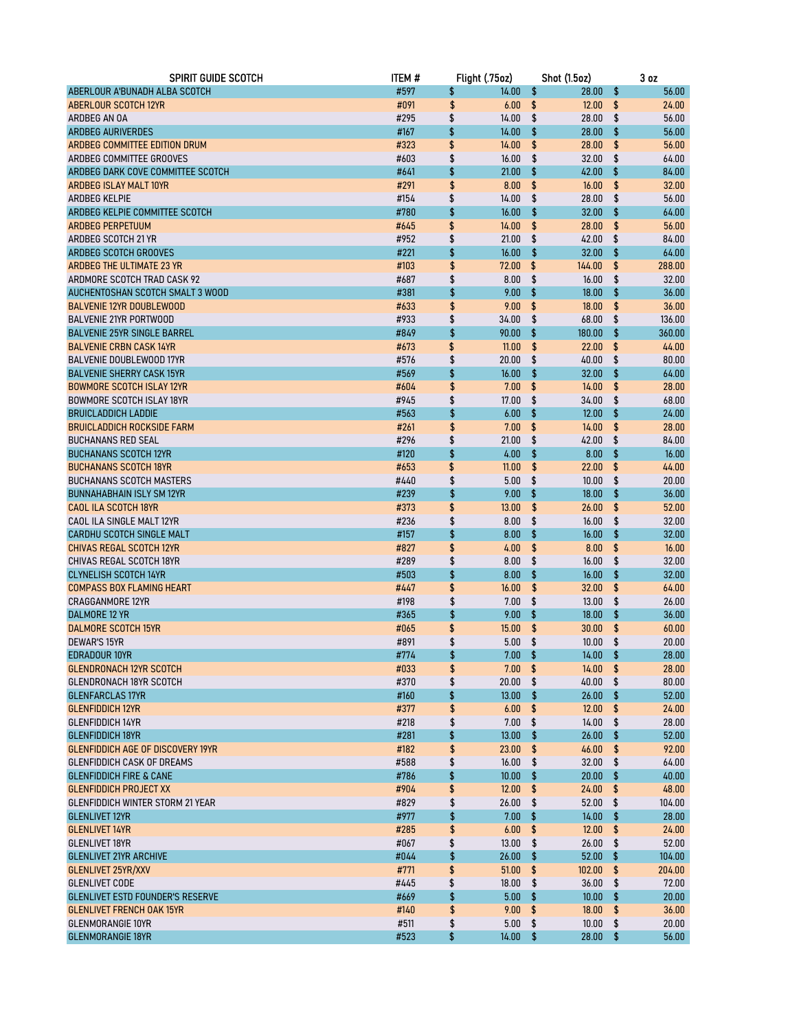| SPIRIT GUIDE SCOTCH | ITEM # | Flight (.75oz) | Shot (1.5oz) | 3 oz |
|---|---|---|---|---|
| ABERLOUR A'BUNADH ALBA SCOTCH | #597 | $ 14.00 | $ 28.00 | $ 56.00 |
| ABERLOUR SCOTCH 12YR | #091 | $ 6.00 | $ 12.00 | $ 24.00 |
| ARDBEG AN OA | #295 | $ 14.00 | $ 28.00 | $ 56.00 |
| ARDBEG AURIVERDES | #167 | $ 14.00 | $ 28.00 | $ 56.00 |
| ARDBEG COMMITTEE EDITION DRUM | #323 | $ 14.00 | $ 28.00 | $ 56.00 |
| ARDBEG COMMITTEE GROOVES | #603 | $ 16.00 | $ 32.00 | $ 64.00 |
| ARDBEG DARK COVE COMMITTEE SCOTCH | #641 | $ 21.00 | $ 42.00 | $ 84.00 |
| ARDBEG ISLAY MALT 10YR | #291 | $ 8.00 | $ 16.00 | $ 32.00 |
| ARDBEG KELPIE | #154 | $ 14.00 | $ 28.00 | $ 56.00 |
| ARDBEG KELPIE COMMITTEE SCOTCH | #780 | $ 16.00 | $ 32.00 | $ 64.00 |
| ARDBEG PERPETUUM | #645 | $ 14.00 | $ 28.00 | $ 56.00 |
| ARDBEG SCOTCH 21 YR | #952 | $ 21.00 | $ 42.00 | $ 84.00 |
| ARDBEG SCOTCH GROOVES | #221 | $ 16.00 | $ 32.00 | $ 64.00 |
| ARDBEG THE ULTIMATE 23 YR | #103 | $ 72.00 | $ 144.00 | $ 288.00 |
| ARDMORE SCOTCH TRAD CASK 92 | #687 | $ 8.00 | $ 16.00 | $ 32.00 |
| AUCHENTOSHAN SCOTCH SMALT 3 WOOD | #381 | $ 9.00 | $ 18.00 | $ 36.00 |
| BALVENIE 12YR DOUBLEWOOD | #633 | $ 9.00 | $ 18.00 | $ 36.00 |
| BALVENIE 21YR PORTWOOD | #933 | $ 34.00 | $ 68.00 | $ 136.00 |
| BALVENIE 25YR SINGLE BARREL | #849 | $ 90.00 | $ 180.00 | $ 360.00 |
| BALVENIE CRBN CASK 14YR | #673 | $ 11.00 | $ 22.00 | $ 44.00 |
| BALVENIE DOUBLEWOOD 17YR | #576 | $ 20.00 | $ 40.00 | $ 80.00 |
| BALVENIE SHERRY CASK 15YR | #569 | $ 16.00 | $ 32.00 | $ 64.00 |
| BOWMORE SCOTCH ISLAY 12YR | #604 | $ 7.00 | $ 14.00 | $ 28.00 |
| BOWMORE SCOTCH ISLAY 18YR | #945 | $ 17.00 | $ 34.00 | $ 68.00 |
| BRUICLADDICH LADDIE | #563 | $ 6.00 | $ 12.00 | $ 24.00 |
| BRUICLADDICH ROCKSIDE FARM | #261 | $ 7.00 | $ 14.00 | $ 28.00 |
| BUCHANANS RED SEAL | #296 | $ 21.00 | $ 42.00 | $ 84.00 |
| BUCHANANS SCOTCH 12YR | #120 | $ 4.00 | $ 8.00 | $ 16.00 |
| BUCHANANS SCOTCH 18YR | #653 | $ 11.00 | $ 22.00 | $ 44.00 |
| BUCHANANS SCOTCH MASTERS | #440 | $ 5.00 | $ 10.00 | $ 20.00 |
| BUNNAHABHAIN ISLY SM 12YR | #239 | $ 9.00 | $ 18.00 | $ 36.00 |
| CAOL ILA SCOTCH 18YR | #373 | $ 13.00 | $ 26.00 | $ 52.00 |
| CAOL ILA SINGLE MALT 12YR | #236 | $ 8.00 | $ 16.00 | $ 32.00 |
| CARDHU SCOTCH SINGLE MALT | #157 | $ 8.00 | $ 16.00 | $ 32.00 |
| CHIVAS REGAL SCOTCH 12YR | #827 | $ 4.00 | $ 8.00 | $ 16.00 |
| CHIVAS REGAL SCOTCH 18YR | #289 | $ 8.00 | $ 16.00 | $ 32.00 |
| CLYNELISH SCOTCH 14YR | #503 | $ 8.00 | $ 16.00 | $ 32.00 |
| COMPASS BOX FLAMING HEART | #447 | $ 16.00 | $ 32.00 | $ 64.00 |
| CRAGGANMORE 12YR | #198 | $ 7.00 | $ 13.00 | $ 26.00 |
| DALMORE 12 YR | #365 | $ 9.00 | $ 18.00 | $ 36.00 |
| DALMORE SCOTCH 15YR | #065 | $ 15.00 | $ 30.00 | $ 60.00 |
| DEWAR'S 15YR | #891 | $ 5.00 | $ 10.00 | $ 20.00 |
| EDRADOUR 10YR | #774 | $ 7.00 | $ 14.00 | $ 28.00 |
| GLENDRONACH 12YR SCOTCH | #033 | $ 7.00 | $ 14.00 | $ 28.00 |
| GLENDRONACH 18YR SCOTCH | #370 | $ 20.00 | $ 40.00 | $ 80.00 |
| GLENFARCLAS 17YR | #160 | $ 13.00 | $ 26.00 | $ 52.00 |
| GLENFIDDICH 12YR | #377 | $ 6.00 | $ 12.00 | $ 24.00 |
| GLENFIDDICH 14YR | #218 | $ 7.00 | $ 14.00 | $ 28.00 |
| GLENFIDDICH 18YR | #281 | $ 13.00 | $ 26.00 | $ 52.00 |
| GLENFIDDICH AGE OF DISCOVERY 19YR | #182 | $ 23.00 | $ 46.00 | $ 92.00 |
| GLENFIDDICH CASK OF DREAMS | #588 | $ 16.00 | $ 32.00 | $ 64.00 |
| GLENFIDDICH FIRE & CANE | #786 | $ 10.00 | $ 20.00 | $ 40.00 |
| GLENFIDDICH PROJECT XX | #904 | $ 12.00 | $ 24.00 | $ 48.00 |
| GLENFIDDICH WINTER STORM 21 YEAR | #829 | $ 26.00 | $ 52.00 | $ 104.00 |
| GLENLIVET 12YR | #977 | $ 7.00 | $ 14.00 | $ 28.00 |
| GLENLIVET 14YR | #285 | $ 6.00 | $ 12.00 | $ 24.00 |
| GLENLIVET 18YR | #067 | $ 13.00 | $ 26.00 | $ 52.00 |
| GLENLIVET 21YR ARCHIVE | #044 | $ 26.00 | $ 52.00 | $ 104.00 |
| GLENLIVET 25YR/XXV | #771 | $ 51.00 | $ 102.00 | $ 204.00 |
| GLENLIVET CODE | #445 | $ 18.00 | $ 36.00 | $ 72.00 |
| GLENLIVET ESTD FOUNDER'S RESERVE | #669 | $ 5.00 | $ 10.00 | $ 20.00 |
| GLENLIVET FRENCH OAK 15YR | #140 | $ 9.00 | $ 18.00 | $ 36.00 |
| GLENMORANGIE 10YR | #511 | $ 5.00 | $ 10.00 | $ 20.00 |
| GLENMORANGIE 18YR | #523 | $ 14.00 | $ 28.00 | $ 56.00 |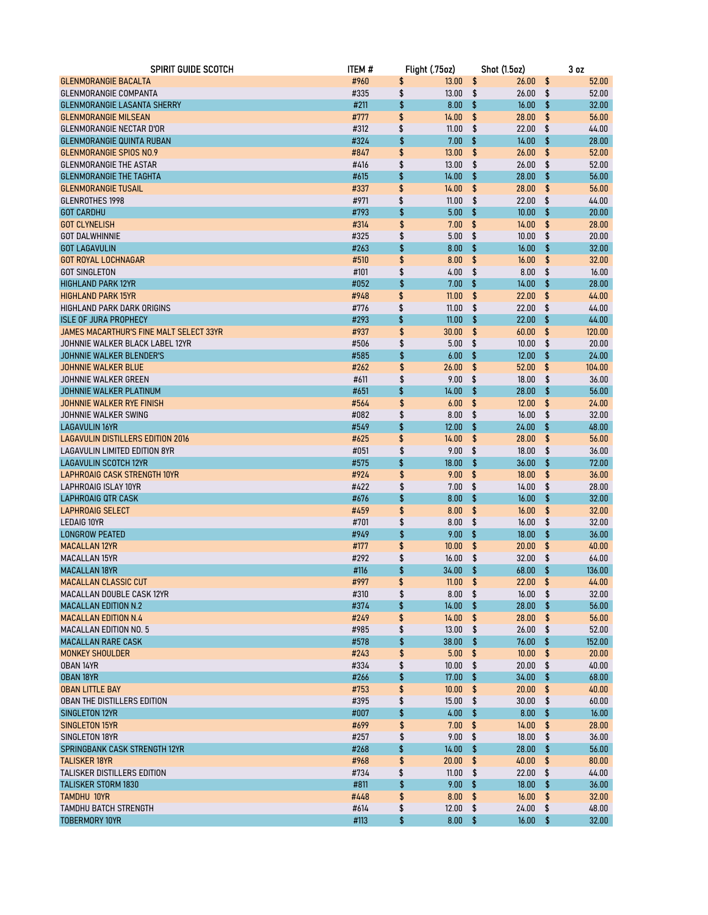| SPIRIT GUIDE SCOTCH | ITEM # | Flight (.75oz) | Shot (1.5oz) | 3 oz |
|---|---|---|---|---|
| GLENMORANGIE BACALTA | #960 | $ 13.00 | $ 26.00 | $ 52.00 |
| GLENMORANGIE COMPANTA | #335 | $ 13.00 | $ 26.00 | $ 52.00 |
| GLENMORANGIE LASANTA SHERRY | #211 | $ 8.00 | $ 16.00 | $ 32.00 |
| GLENMORANGIE MILSEAN | #777 | $ 14.00 | $ 28.00 | $ 56.00 |
| GLENMORANGIE NECTAR D'OR | #312 | $ 11.00 | $ 22.00 | $ 44.00 |
| GLENMORANGIE QUINTA RUBAN | #324 | $ 7.00 | $ 14.00 | $ 28.00 |
| GLENMORANGIE SPIOS NO.9 | #847 | $ 13.00 | $ 26.00 | $ 52.00 |
| GLENMORANGIE THE ASTAR | #416 | $ 13.00 | $ 26.00 | $ 52.00 |
| GLENMORANGIE THE TAGHTA | #615 | $ 14.00 | $ 28.00 | $ 56.00 |
| GLENMORANGIE TUSAIL | #337 | $ 14.00 | $ 28.00 | $ 56.00 |
| GLENROTHES 1998 | #971 | $ 11.00 | $ 22.00 | $ 44.00 |
| GOT CARDHU | #793 | $ 5.00 | $ 10.00 | $ 20.00 |
| GOT CLYNELISH | #314 | $ 7.00 | $ 14.00 | $ 28.00 |
| GOT DALWHINNIE | #325 | $ 5.00 | $ 10.00 | $ 20.00 |
| GOT LAGAVULIN | #263 | $ 8.00 | $ 16.00 | $ 32.00 |
| GOT ROYAL LOCHNAGAR | #510 | $ 8.00 | $ 16.00 | $ 32.00 |
| GOT SINGLETON | #101 | $ 4.00 | $ 8.00 | $ 16.00 |
| HIGHLAND PARK 12YR | #052 | $ 7.00 | $ 14.00 | $ 28.00 |
| HIGHLAND PARK 15YR | #948 | $ 11.00 | $ 22.00 | $ 44.00 |
| HIGHLAND PARK DARK ORIGINS | #776 | $ 11.00 | $ 22.00 | $ 44.00 |
| ISLE OF JURA PROPHECY | #293 | $ 11.00 | $ 22.00 | $ 44.00 |
| JAMES MACARTHUR'S FINE MALT SELECT 33YR | #937 | $ 30.00 | $ 60.00 | $ 120.00 |
| JOHNNIE WALKER BLACK LABEL 12YR | #506 | $ 5.00 | $ 10.00 | $ 20.00 |
| JOHNNIE WALKER BLENDER'S | #585 | $ 6.00 | $ 12.00 | $ 24.00 |
| JOHNNIE WALKER BLUE | #262 | $ 26.00 | $ 52.00 | $ 104.00 |
| JOHNNIE WALKER GREEN | #611 | $ 9.00 | $ 18.00 | $ 36.00 |
| JOHNNIE WALKER PLATINUM | #651 | $ 14.00 | $ 28.00 | $ 56.00 |
| JOHNNIE WALKER RYE FINISH | #564 | $ 6.00 | $ 12.00 | $ 24.00 |
| JOHNNIE WALKER SWING | #082 | $ 8.00 | $ 16.00 | $ 32.00 |
| LAGAVULIN 16YR | #549 | $ 12.00 | $ 24.00 | $ 48.00 |
| LAGAVULIN DISTILLERS EDITION 2016 | #625 | $ 14.00 | $ 28.00 | $ 56.00 |
| LAGAVULIN LIMITED EDITION 8YR | #051 | $ 9.00 | $ 18.00 | $ 36.00 |
| LAGAVULIN SCOTCH 12YR | #575 | $ 18.00 | $ 36.00 | $ 72.00 |
| LAPHROAIG CASK STRENGTH 10YR | #924 | $ 9.00 | $ 18.00 | $ 36.00 |
| LAPHROAIG ISLAY 10YR | #422 | $ 7.00 | $ 14.00 | $ 28.00 |
| LAPHROAIG QTR CASK | #676 | $ 8.00 | $ 16.00 | $ 32.00 |
| LAPHROAIG SELECT | #459 | $ 8.00 | $ 16.00 | $ 32.00 |
| LEDAIG 10YR | #701 | $ 8.00 | $ 16.00 | $ 32.00 |
| LONGROW PEATED | #949 | $ 9.00 | $ 18.00 | $ 36.00 |
| MACALLAN 12YR | #177 | $ 10.00 | $ 20.00 | $ 40.00 |
| MACALLAN 15YR | #292 | $ 16.00 | $ 32.00 | $ 64.00 |
| MACALLAN 18YR | #116 | $ 34.00 | $ 68.00 | $ 136.00 |
| MACALLAN CLASSIC CUT | #997 | $ 11.00 | $ 22.00 | $ 44.00 |
| MACALLAN DOUBLE CASK 12YR | #310 | $ 8.00 | $ 16.00 | $ 32.00 |
| MACALLAN EDITION N.2 | #374 | $ 14.00 | $ 28.00 | $ 56.00 |
| MACALLAN EDITION N.4 | #249 | $ 14.00 | $ 28.00 | $ 56.00 |
| MACALLAN EDITION NO. 5 | #985 | $ 13.00 | $ 26.00 | $ 52.00 |
| MACALLAN RARE CASK | #578 | $ 38.00 | $ 76.00 | $ 152.00 |
| MONKEY SHOULDER | #243 | $ 5.00 | $ 10.00 | $ 20.00 |
| OBAN 14YR | #334 | $ 10.00 | $ 20.00 | $ 40.00 |
| OBAN 18YR | #266 | $ 17.00 | $ 34.00 | $ 68.00 |
| OBAN LITTLE BAY | #753 | $ 10.00 | $ 20.00 | $ 40.00 |
| OBAN THE DISTILLERS EDITION | #395 | $ 15.00 | $ 30.00 | $ 60.00 |
| SINGLETON 12YR | #007 | $ 4.00 | $ 8.00 | $ 16.00 |
| SINGLETON 15YR | #699 | $ 7.00 | $ 14.00 | $ 28.00 |
| SINGLETON 18YR | #257 | $ 9.00 | $ 18.00 | $ 36.00 |
| SPRINGBANK CASK STRENGTH 12YR | #268 | $ 14.00 | $ 28.00 | $ 56.00 |
| TALISKER 18YR | #968 | $ 20.00 | $ 40.00 | $ 80.00 |
| TALISKER DISTILLERS EDITION | #734 | $ 11.00 | $ 22.00 | $ 44.00 |
| TALISKER STORM 1830 | #811 | $ 9.00 | $ 18.00 | $ 36.00 |
| TAMDHU 10YR | #448 | $ 8.00 | $ 16.00 | $ 32.00 |
| TAMDHU BATCH STRENGTH | #614 | $ 12.00 | $ 24.00 | $ 48.00 |
| TOBERMORY 10YR | #113 | $ 8.00 | $ 16.00 | $ 32.00 |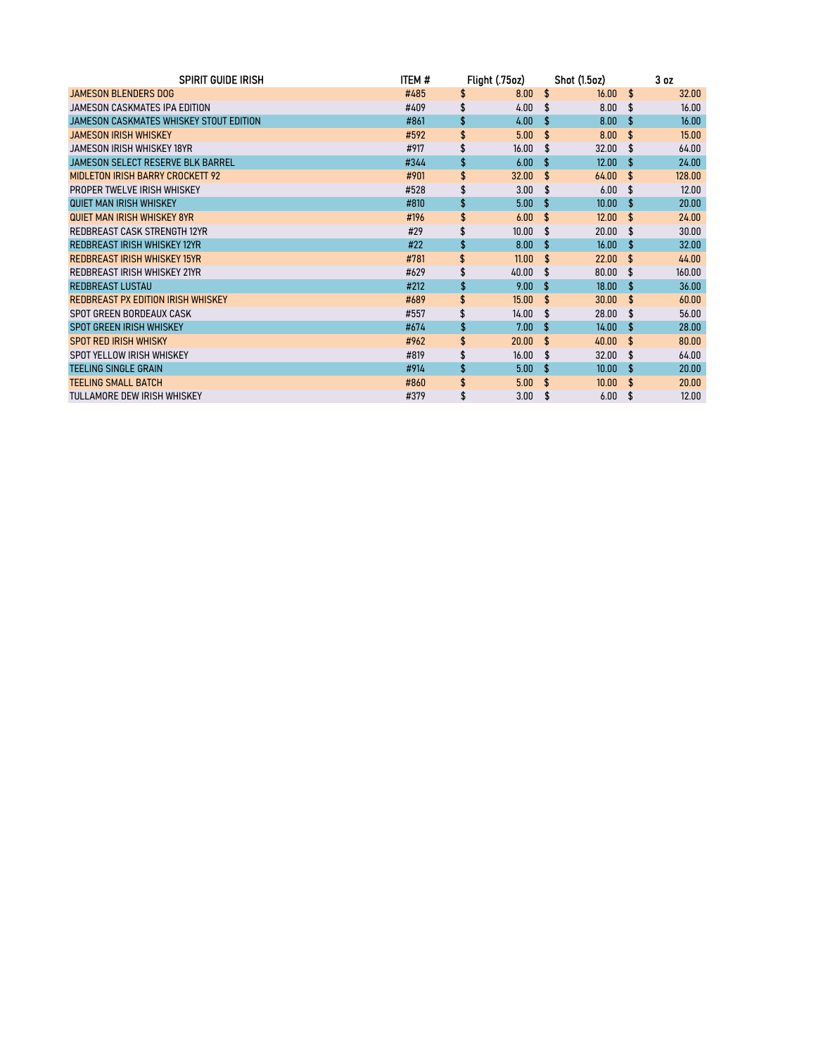| SPIRIT GUIDE IRISH | ITEM # | Flight (.75oz) | Shot (1.5oz) | 3 oz |
|---|---|---|---|---|
| JAMESON BLENDERS DOG | #485 | $ 8.00 | $ 16.00 | $ 32.00 |
| JAMESON CASKMATES IPA EDITION | #409 | $ 4.00 | $ 8.00 | $ 16.00 |
| JAMESON CASKMATES WHISKEY STOUT EDITION | #861 | $ 4.00 | $ 8.00 | $ 16.00 |
| JAMESON IRISH WHISKEY | #592 | $ 5.00 | $ 8.00 | $ 15.00 |
| JAMESON IRISH WHISKEY 18YR | #917 | $ 16.00 | $ 32.00 | $ 64.00 |
| JAMESON SELECT RESERVE BLK BARREL | #344 | $ 6.00 | $ 12.00 | $ 24.00 |
| MIDLETON IRISH BARRY CROCKETT 92 | #901 | $ 32.00 | $ 64.00 | $ 128.00 |
| PROPER TWELVE IRISH WHISKEY | #528 | $ 3.00 | $ 6.00 | $ 12.00 |
| QUIET MAN IRISH WHISKEY | #810 | $ 5.00 | $ 10.00 | $ 20.00 |
| QUIET MAN IRISH WHISKEY 8YR | #196 | $ 6.00 | $ 12.00 | $ 24.00 |
| REDBREAST CASK STRENGTH 12YR | #29 | $ 10.00 | $ 20.00 | $ 30.00 |
| REDBREAST IRISH WHISKEY 12YR | #22 | $ 8.00 | $ 16.00 | $ 32.00 |
| REDBREAST IRISH WHISKEY 15YR | #781 | $ 11.00 | $ 22.00 | $ 44.00 |
| REDBREAST IRISH WHISKEY 21YR | #629 | $ 40.00 | $ 80.00 | $ 160.00 |
| REDBREAST LUSTAU | #212 | $ 9.00 | $ 18.00 | $ 36.00 |
| REDBREAST PX EDITION IRISH WHISKEY | #689 | $ 15.00 | $ 30.00 | $ 60.00 |
| SPOT GREEN BORDEAUX CASK | #557 | $ 14.00 | $ 28.00 | $ 56.00 |
| SPOT GREEN IRISH WHISKEY | #674 | $ 7.00 | $ 14.00 | $ 28.00 |
| SPOT RED IRISH WHISKY | #962 | $ 20.00 | $ 40.00 | $ 80.00 |
| SPOT YELLOW IRISH WHISKEY | #819 | $ 16.00 | $ 32.00 | $ 64.00 |
| TEELING SINGLE GRAIN | #914 | $ 5.00 | $ 10.00 | $ 20.00 |
| TEELING SMALL BATCH | #860 | $ 5.00 | $ 10.00 | $ 20.00 |
| TULLAMORE DEW IRISH WHISKEY | #379 | $ 3.00 | $ 6.00 | $ 12.00 |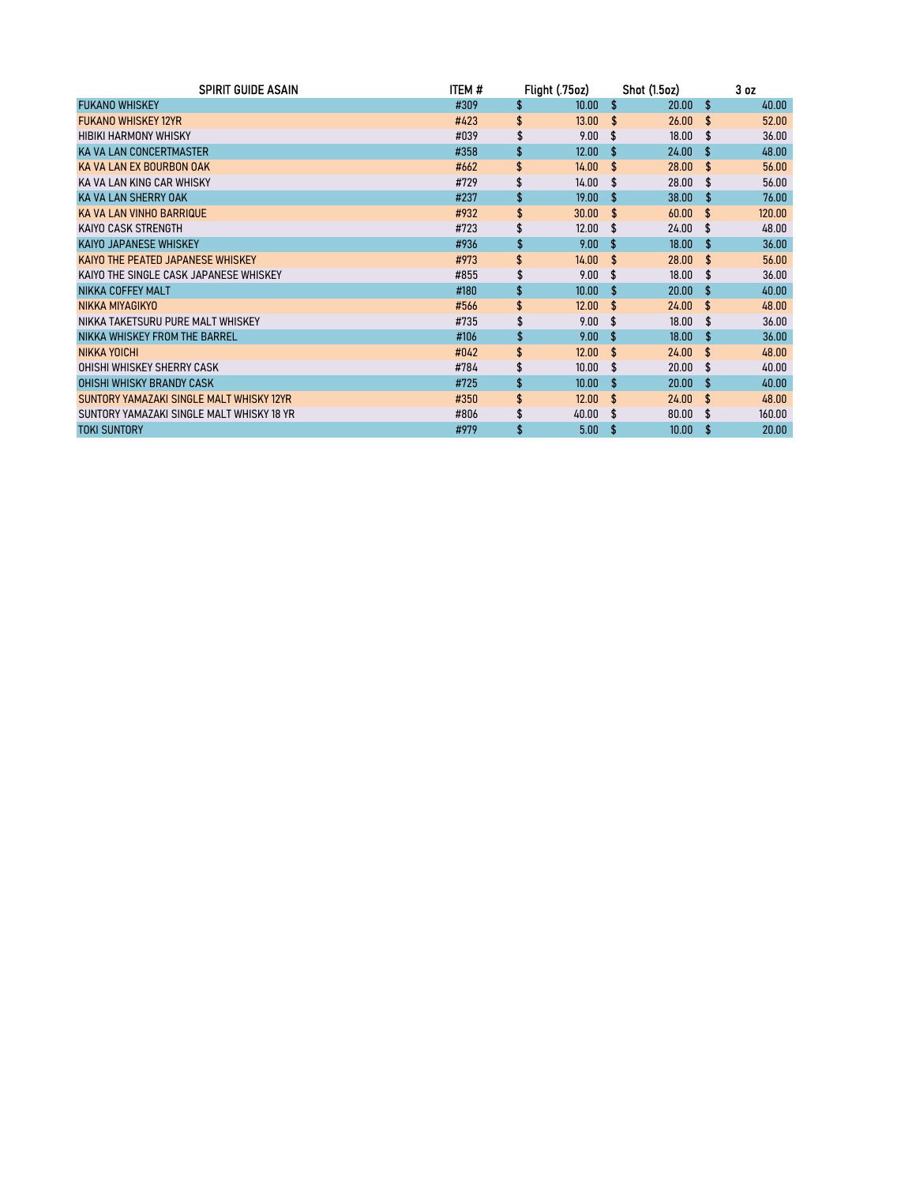| SPIRIT GUIDE ASAIN | ITEM # | Flight (.75oz) | Shot (1.5oz) | 3 oz |
|---|---|---|---|---|
| FUKANO WHISKEY | #309 | $ 10.00 | $ 20.00 | $ 40.00 |
| FUKANO WHISKEY 12YR | #423 | $ 13.00 | $ 26.00 | $ 52.00 |
| HIBIKI HARMONY WHISKY | #039 | $ 9.00 | $ 18.00 | $ 36.00 |
| KA VA LAN CONCERTMASTER | #358 | $ 12.00 | $ 24.00 | $ 48.00 |
| KA VA LAN EX BOURBON OAK | #662 | $ 14.00 | $ 28.00 | $ 56.00 |
| KA VA LAN KING CAR WHISKY | #729 | $ 14.00 | $ 28.00 | $ 56.00 |
| KA VA LAN SHERRY OAK | #237 | $ 19.00 | $ 38.00 | $ 76.00 |
| KA VA LAN VINHO BARRIQUE | #932 | $ 30.00 | $ 60.00 | $ 120.00 |
| KAIYO CASK STRENGTH | #723 | $ 12.00 | $ 24.00 | $ 48.00 |
| KAIYO JAPANESE WHISKEY | #936 | $ 9.00 | $ 18.00 | $ 36.00 |
| KAIYO THE PEATED JAPANESE WHISKEY | #973 | $ 14.00 | $ 28.00 | $ 56.00 |
| KAIYO THE SINGLE CASK JAPANESE WHISKEY | #855 | $ 9.00 | $ 18.00 | $ 36.00 |
| NIKKA COFFEY MALT | #180 | $ 10.00 | $ 20.00 | $ 40.00 |
| NIKKA MIYAGIKYO | #566 | $ 12.00 | $ 24.00 | $ 48.00 |
| NIKKA TAKETSURU PURE MALT WHISKEY | #735 | $ 9.00 | $ 18.00 | $ 36.00 |
| NIKKA WHISKEY FROM THE BARREL | #106 | $ 9.00 | $ 18.00 | $ 36.00 |
| NIKKA YOICHI | #042 | $ 12.00 | $ 24.00 | $ 48.00 |
| OHISHI WHISKEY SHERRY CASK | #784 | $ 10.00 | $ 20.00 | $ 40.00 |
| OHISHI WHISKY BRANDY CASK | #725 | $ 10.00 | $ 20.00 | $ 40.00 |
| SUNTORY YAMAZAKI SINGLE MALT WHISKY 12YR | #350 | $ 12.00 | $ 24.00 | $ 48.00 |
| SUNTORY YAMAZAKI SINGLE MALT WHISKY 18 YR | #806 | $ 40.00 | $ 80.00 | $ 160.00 |
| TOKI SUNTORY | #979 | $ 5.00 | $ 10.00 | $ 20.00 |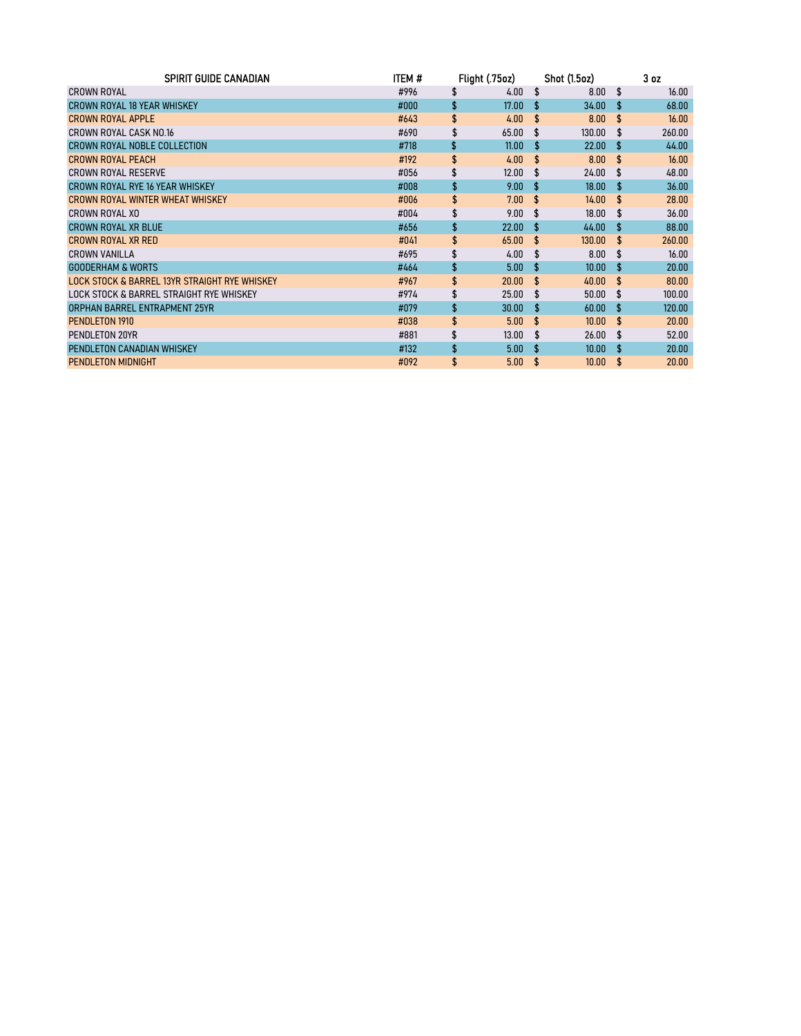| SPIRIT GUIDE CANADIAN | ITEM # | Flight (.75oz) | Shot (1.5oz) | 3 oz |
|---|---|---|---|---|
| CROWN ROYAL | #996 | $ 4.00 | $ 8.00 | $ 16.00 |
| CROWN ROYAL 18 YEAR WHISKEY | #000 | $ 17.00 | $ 34.00 | $ 68.00 |
| CROWN ROYAL APPLE | #643 | $ 4.00 | $ 8.00 | $ 16.00 |
| CROWN ROYAL CASK NO.16 | #690 | $ 65.00 | $ 130.00 | $ 260.00 |
| CROWN ROYAL NOBLE COLLECTION | #718 | $ 11.00 | $ 22.00 | $ 44.00 |
| CROWN ROYAL PEACH | #192 | $ 4.00 | $ 8.00 | $ 16.00 |
| CROWN ROYAL RESERVE | #056 | $ 12.00 | $ 24.00 | $ 48.00 |
| CROWN ROYAL RYE 16 YEAR WHISKEY | #008 | $ 9.00 | $ 18.00 | $ 36.00 |
| CROWN ROYAL WINTER WHEAT WHISKEY | #006 | $ 7.00 | $ 14.00 | $ 28.00 |
| CROWN ROYAL XO | #004 | $ 9.00 | $ 18.00 | $ 36.00 |
| CROWN ROYAL XR BLUE | #656 | $ 22.00 | $ 44.00 | $ 88.00 |
| CROWN ROYAL XR RED | #041 | $ 65.00 | $ 130.00 | $ 260.00 |
| CROWN VANILLA | #695 | $ 4.00 | $ 8.00 | $ 16.00 |
| GOODERHAM & WORTS | #464 | $ 5.00 | $ 10.00 | $ 20.00 |
| LOCK STOCK & BARREL 13YR STRAIGHT RYE WHISKEY | #967 | $ 20.00 | $ 40.00 | $ 80.00 |
| LOCK STOCK & BARREL STRAIGHT RYE WHISKEY | #974 | $ 25.00 | $ 50.00 | $ 100.00 |
| ORPHAN BARREL ENTRAPMENT 25YR | #079 | $ 30.00 | $ 60.00 | $ 120.00 |
| PENDLETON 1910 | #038 | $ 5.00 | $ 10.00 | $ 20.00 |
| PENDLETON 20YR | #881 | $ 13.00 | $ 26.00 | $ 52.00 |
| PENDLETON CANADIAN WHISKEY | #132 | $ 5.00 | $ 10.00 | $ 20.00 |
| PENDLETON MIDNIGHT | #092 | $ 5.00 | $ 10.00 | $ 20.00 |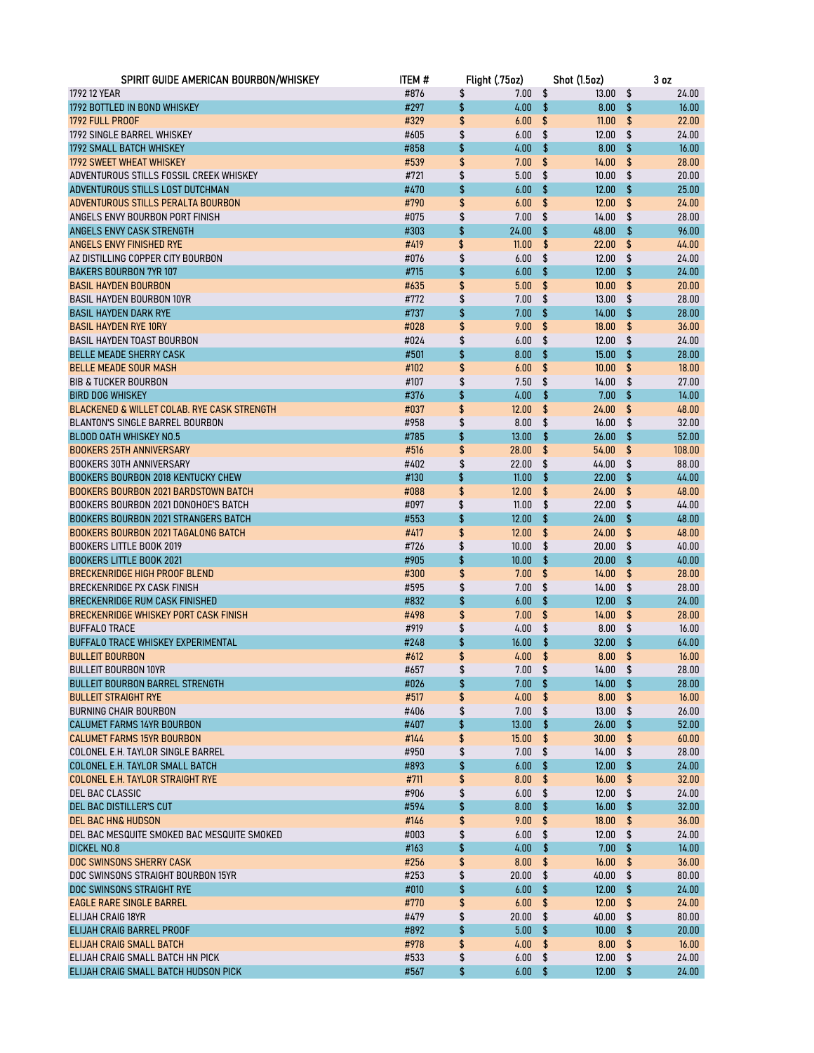| SPIRIT GUIDE AMERICAN BOURBON/WHISKEY | ITEM # | Flight (.75oz) | Shot (1.5oz) | 3 oz |
|---|---|---|---|---|
| 1792 12 YEAR | #876 | $ 7.00 | $ 13.00 | $ 24.00 |
| 1792 BOTTLED IN BOND WHISKEY | #297 | $ 4.00 | $ 8.00 | $ 16.00 |
| 1792 FULL PROOF | #329 | $ 6.00 | $ 11.00 | $ 22.00 |
| 1792 SINGLE BARREL WHISKEY | #605 | $ 6.00 | $ 12.00 | $ 24.00 |
| 1792 SMALL BATCH WHISKEY | #858 | $ 4.00 | $ 8.00 | $ 16.00 |
| 1792 SWEET WHEAT WHISKEY | #539 | $ 7.00 | $ 14.00 | $ 28.00 |
| ADVENTUROUS STILLS FOSSIL CREEK WHISKEY | #721 | $ 5.00 | $ 10.00 | $ 20.00 |
| ADVENTUROUS STILLS LOST DUTCHMAN | #470 | $ 6.00 | $ 12.00 | $ 25.00 |
| ADVENTUROUS STILLS PERALTA BOURBON | #790 | $ 6.00 | $ 12.00 | $ 24.00 |
| ANGELS ENVY BOURBON PORT FINISH | #075 | $ 7.00 | $ 14.00 | $ 28.00 |
| ANGELS ENVY CASK STRENGTH | #303 | $ 24.00 | $ 48.00 | $ 96.00 |
| ANGELS ENVY FINISHED RYE | #419 | $ 11.00 | $ 22.00 | $ 44.00 |
| AZ DISTILLING COPPER CITY BOURBON | #076 | $ 6.00 | $ 12.00 | $ 24.00 |
| BAKERS BOURBON 7YR 107 | #715 | $ 6.00 | $ 12.00 | $ 24.00 |
| BASIL HAYDEN BOURBON | #635 | $ 5.00 | $ 10.00 | $ 20.00 |
| BASIL HAYDEN BOURBON 10YR | #772 | $ 7.00 | $ 13.00 | $ 28.00 |
| BASIL HAYDEN DARK RYE | #737 | $ 7.00 | $ 14.00 | $ 28.00 |
| BASIL HAYDEN RYE 10RY | #028 | $ 9.00 | $ 18.00 | $ 36.00 |
| BASIL HAYDEN TOAST BOURBON | #024 | $ 6.00 | $ 12.00 | $ 24.00 |
| BELLE MEADE SHERRY CASK | #501 | $ 8.00 | $ 15.00 | $ 28.00 |
| BELLE MEADE SOUR MASH | #102 | $ 6.00 | $ 10.00 | $ 18.00 |
| BIB & TUCKER BOURBON | #107 | $ 7.50 | $ 14.00 | $ 27.00 |
| BIRD DOG WHISKEY | #376 | $ 4.00 | $ 7.00 | $ 14.00 |
| BLACKENED & WILLET COLAB. RYE CASK STRENGTH | #037 | $ 12.00 | $ 24.00 | $ 48.00 |
| BLANTON'S SINGLE BARREL BOURBON | #958 | $ 8.00 | $ 16.00 | $ 32.00 |
| BLOOD OATH WHISKEY NO.5 | #785 | $ 13.00 | $ 26.00 | $ 52.00 |
| BOOKERS 25TH ANNIVERSARY | #516 | $ 28.00 | $ 54.00 | $ 108.00 |
| BOOKERS 30TH ANNIVERSARY | #402 | $ 22.00 | $ 44.00 | $ 88.00 |
| BOOKERS BOURBON 2018 KENTUCKY CHEW | #130 | $ 11.00 | $ 22.00 | $ 44.00 |
| BOOKERS BOURBON 2021 BARDSTOWN BATCH | #088 | $ 12.00 | $ 24.00 | $ 48.00 |
| BOOKERS BOURBON 2021 DONOHOE'S BATCH | #097 | $ 11.00 | $ 22.00 | $ 44.00 |
| BOOKERS BOURBON 2021 STRANGERS BATCH | #553 | $ 12.00 | $ 24.00 | $ 48.00 |
| BOOKERS BOURBON 2021 TAGALONG BATCH | #417 | $ 12.00 | $ 24.00 | $ 48.00 |
| BOOKERS LITTLE BOOK 2019 | #726 | $ 10.00 | $ 20.00 | $ 40.00 |
| BOOKERS LITTLE BOOK 2021 | #905 | $ 10.00 | $ 20.00 | $ 40.00 |
| BRECKENRIDGE HIGH PROOF BLEND | #300 | $ 7.00 | $ 14.00 | $ 28.00 |
| BRECKENRIDGE PX CASK FINISH | #595 | $ 7.00 | $ 14.00 | $ 28.00 |
| BRECKENRIDGE RUM CASK FINISHED | #832 | $ 6.00 | $ 12.00 | $ 24.00 |
| BRECKENRIDGE WHISKEY PORT CASK FINISH | #498 | $ 7.00 | $ 14.00 | $ 28.00 |
| BUFFALO TRACE | #919 | $ 4.00 | $ 8.00 | $ 16.00 |
| BUFFALO TRACE WHISKEY EXPERIMENTAL | #248 | $ 16.00 | $ 32.00 | $ 64.00 |
| BULLEIT BOURBON | #612 | $ 4.00 | $ 8.00 | $ 16.00 |
| BULLEIT BOURBON 10YR | #657 | $ 7.00 | $ 14.00 | $ 28.00 |
| BULLEIT BOURBON BARREL STRENGTH | #026 | $ 7.00 | $ 14.00 | $ 28.00 |
| BULLEIT STRAIGHT RYE | #517 | $ 4.00 | $ 8.00 | $ 16.00 |
| BURNING CHAIR BOURBON | #406 | $ 7.00 | $ 13.00 | $ 26.00 |
| CALUMET FARMS 14YR BOURBON | #407 | $ 13.00 | $ 26.00 | $ 52.00 |
| CALUMET FARMS 15YR BOURBON | #144 | $ 15.00 | $ 30.00 | $ 60.00 |
| COLONEL E.H. TAYLOR SINGLE BARREL | #950 | $ 7.00 | $ 14.00 | $ 28.00 |
| COLONEL E.H. TAYLOR SMALL BATCH | #893 | $ 6.00 | $ 12.00 | $ 24.00 |
| COLONEL E.H. TAYLOR STRAIGHT RYE | #711 | $ 8.00 | $ 16.00 | $ 32.00 |
| DEL BAC CLASSIC | #906 | $ 6.00 | $ 12.00 | $ 24.00 |
| DEL BAC DISTILLER'S CUT | #594 | $ 8.00 | $ 16.00 | $ 32.00 |
| DEL BAC HN& HUDSON | #146 | $ 9.00 | $ 18.00 | $ 36.00 |
| DEL BAC MESQUITE SMOKED BAC MESQUITE SMOKED | #003 | $ 6.00 | $ 12.00 | $ 24.00 |
| DICKEL NO.8 | #163 | $ 4.00 | $ 7.00 | $ 14.00 |
| DOC SWINSONS SHERRY CASK | #256 | $ 8.00 | $ 16.00 | $ 36.00 |
| DOC SWINSONS STRAIGHT BOURBON 15YR | #253 | $ 20.00 | $ 40.00 | $ 80.00 |
| DOC SWINSONS STRAIGHT RYE | #010 | $ 6.00 | $ 12.00 | $ 24.00 |
| EAGLE RARE SINGLE BARREL | #770 | $ 6.00 | $ 12.00 | $ 24.00 |
| ELIJAH CRAIG 18YR | #479 | $ 20.00 | $ 40.00 | $ 80.00 |
| ELIJAH CRAIG BARREL PROOF | #892 | $ 5.00 | $ 10.00 | $ 20.00 |
| ELIJAH CRAIG SMALL BATCH | #978 | $ 4.00 | $ 8.00 | $ 16.00 |
| ELIJAH CRAIG SMALL BATCH HN PICK | #533 | $ 6.00 | $ 12.00 | $ 24.00 |
| ELIJAH CRAIG SMALL BATCH HUDSON PICK | #567 | $ 6.00 | $ 12.00 | $ 24.00 |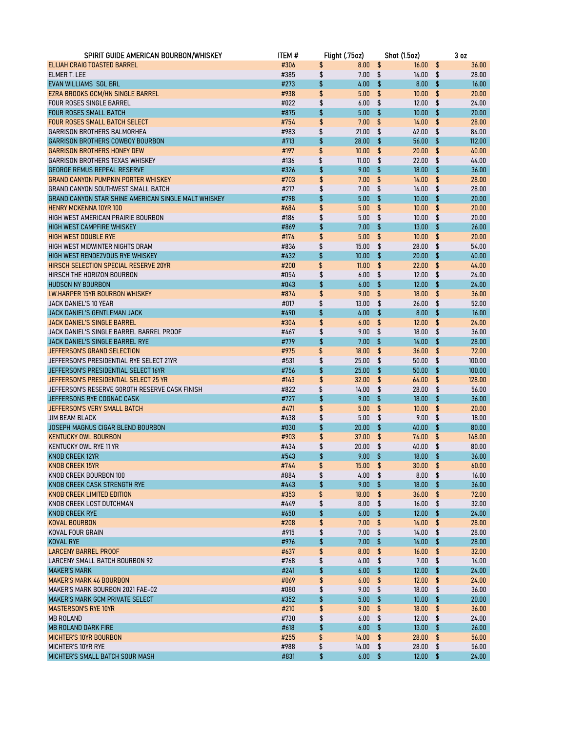| SPIRIT GUIDE AMERICAN BOURBON/WHISKEY | ITEM # | Flight (.75oz) | Shot (1.5oz) | 3 oz |
|---|---|---|---|---|
| ELIJAH CRAIG TOASTED BARREL | #306 | $ 8.00 | $ 16.00 | $ 36.00 |
| ELMER T. LEE | #385 | $ 7.00 | $ 14.00 | $ 28.00 |
| EVAN WILLIAMS SGL BRL | #273 | $ 4.00 | $ 8.00 | $ 16.00 |
| EZRA BROOKS GCM/HN SINGLE BARREL | #938 | $ 5.00 | $ 10.00 | $ 20.00 |
| FOUR ROSES SINGLE BARREL | #022 | $ 6.00 | $ 12.00 | $ 24.00 |
| FOUR ROSES SMALL BATCH | #875 | $ 5.00 | $ 10.00 | $ 20.00 |
| FOUR ROSES SMALL BATCH SELECT | #754 | $ 7.00 | $ 14.00 | $ 28.00 |
| GARRISON BROTHERS BALMORHEA | #983 | $ 21.00 | $ 42.00 | $ 84.00 |
| GARRISON BROTHERS COWBOY BOURBON | #713 | $ 28.00 | $ 56.00 | $ 112.00 |
| GARRISON BROTHERS HONEY DEW | #197 | $ 10.00 | $ 20.00 | $ 40.00 |
| GARRISON BROTHERS TEXAS WHISKEY | #136 | $ 11.00 | $ 22.00 | $ 44.00 |
| GEORGE REMUS REPEAL RESERVE | #326 | $ 9.00 | $ 18.00 | $ 36.00 |
| GRAND CANYON PUMPKIN PORTER WHISKEY | #703 | $ 7.00 | $ 14.00 | $ 28.00 |
| GRAND CANYON SOUTHWEST SMALL BATCH | #217 | $ 7.00 | $ 14.00 | $ 28.00 |
| GRAND CANYON STAR SHINE AMERICAN SINGLE MALT WHISKEY | #798 | $ 5.00 | $ 10.00 | $ 20.00 |
| HENRY MCKENNA 10YR 100 | #684 | $ 5.00 | $ 10.00 | $ 20.00 |
| HIGH WEST AMERICAN PRAIRIE BOURBON | #186 | $ 5.00 | $ 10.00 | $ 20.00 |
| HIGH WEST CAMPFIRE WHISKEY | #869 | $ 7.00 | $ 13.00 | $ 26.00 |
| HIGH WEST DOUBLE RYE | #174 | $ 5.00 | $ 10.00 | $ 20.00 |
| HIGH WEST MIDWINTER NIGHTS DRAM | #836 | $ 15.00 | $ 28.00 | $ 54.00 |
| HIGH WEST RENDEZVOUS RYE WHISKEY | #432 | $ 10.00 | $ 20.00 | $ 40.00 |
| HIRSCH SELECTION SPECIAL RESERVE 20YR | #200 | $ 11.00 | $ 22.00 | $ 44.00 |
| HIRSCH THE HORIZON BOURBON | #054 | $ 6.00 | $ 12.00 | $ 24.00 |
| HUDSON NY BOURBON | #043 | $ 6.00 | $ 12.00 | $ 24.00 |
| I.W.HARPER 15YR BOURBON WHISKEY | #874 | $ 9.00 | $ 18.00 | $ 36.00 |
| JACK DANIEL'S 10 YEAR | #017 | $ 13.00 | $ 26.00 | $ 52.00 |
| JACK DANIEL'S GENTLEMAN JACK | #490 | $ 4.00 | $ 8.00 | $ 16.00 |
| JACK DANIEL'S SINGLE BARREL | #304 | $ 6.00 | $ 12.00 | $ 24.00 |
| JACK DANIEL'S SINGLE BARREL BARREL PROOF | #467 | $ 9.00 | $ 18.00 | $ 36.00 |
| JACK DANIEL'S SINGLE BARREL RYE | #779 | $ 7.00 | $ 14.00 | $ 28.00 |
| JEFFERSON'S GRAND SELECTION | #975 | $ 18.00 | $ 36.00 | $ 72.00 |
| JEFFERSON'S PRESIDENTIAL RYE SELECT 21YR | #531 | $ 25.00 | $ 50.00 | $ 100.00 |
| JEFFERSON'S PRESIDENTIAL SELECT 16YR | #756 | $ 25.00 | $ 50.00 | $ 100.00 |
| JEFFERSON'S PRESIDENTIAL SELECT 25 YR | #143 | $ 32.00 | $ 64.00 | $ 128.00 |
| JEFFERSON'S RESERVE GOROTH RESERVE CASK FINISH | #822 | $ 14.00 | $ 28.00 | $ 56.00 |
| JEFFERSONS RYE COGNAC CASK | #727 | $ 9.00 | $ 18.00 | $ 36.00 |
| JEFFERSON'S VERY SMALL BATCH | #471 | $ 5.00 | $ 10.00 | $ 20.00 |
| JIM BEAM BLACK | #438 | $ 5.00 | $ 9.00 | $ 18.00 |
| JOSEPH MAGNUS CIGAR BLEND BOURBON | #030 | $ 20.00 | $ 40.00 | $ 80.00 |
| KENTUCKY OWL BOURBON | #903 | $ 37.00 | $ 74.00 | $ 148.00 |
| KENTUCKY OWL RYE 11 YR | #434 | $ 20.00 | $ 40.00 | $ 80.00 |
| KNOB CREEK 12YR | #543 | $ 9.00 | $ 18.00 | $ 36.00 |
| KNOB CREEK 15YR | #744 | $ 15.00 | $ 30.00 | $ 60.00 |
| KNOB CREEK BOURBON 100 | #884 | $ 4.00 | $ 8.00 | $ 16.00 |
| KNOB CREEK CASK STRENGTH RYE | #443 | $ 9.00 | $ 18.00 | $ 36.00 |
| KNOB CREEK LIMITED EDITION | #353 | $ 18.00 | $ 36.00 | $ 72.00 |
| KNOB CREEK LOST DUTCHMAN | #449 | $ 8.00 | $ 16.00 | $ 32.00 |
| KNOB CREEK RYE | #650 | $ 6.00 | $ 12.00 | $ 24.00 |
| KOVAL BOURBON | #208 | $ 7.00 | $ 14.00 | $ 28.00 |
| KOVAL FOUR GRAIN | #915 | $ 7.00 | $ 14.00 | $ 28.00 |
| KOVAL RYE | #976 | $ 7.00 | $ 14.00 | $ 28.00 |
| LARCENY BARREL PROOF | #637 | $ 8.00 | $ 16.00 | $ 32.00 |
| LARCENY SMALL BATCH BOURBON 92 | #768 | $ 4.00 | $ 7.00 | $ 14.00 |
| MAKER'S MARK | #241 | $ 6.00 | $ 12.00 | $ 24.00 |
| MAKER'S MARK 46 BOURBON | #069 | $ 6.00 | $ 12.00 | $ 24.00 |
| MAKER'S MARK BOURBON 2021 FAE-02 | #080 | $ 9.00 | $ 18.00 | $ 36.00 |
| MAKER'S MARK GCM PRIVATE SELECT | #352 | $ 5.00 | $ 10.00 | $ 20.00 |
| MASTERSON'S RYE 10YR | #210 | $ 9.00 | $ 18.00 | $ 36.00 |
| MB ROLAND | #730 | $ 6.00 | $ 12.00 | $ 24.00 |
| MB ROLAND DARK FIRE | #618 | $ 6.00 | $ 13.00 | $ 26.00 |
| MICHTER'S 10YR BOURBON | #255 | $ 14.00 | $ 28.00 | $ 56.00 |
| MICHTER'S 10YR RYE | #988 | $ 14.00 | $ 28.00 | $ 56.00 |
| MICHTER'S SMALL BATCH SOUR MASH | #831 | $ 6.00 | $ 12.00 | $ 24.00 |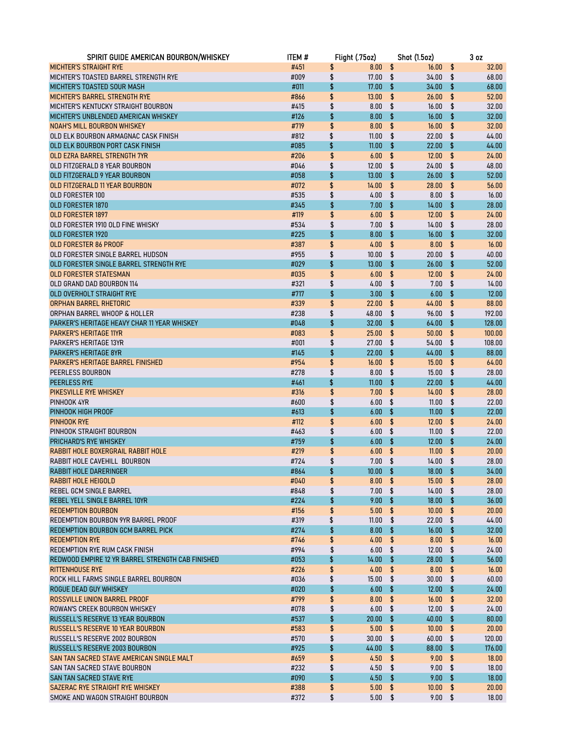| SPIRIT GUIDE AMERICAN BOURBON/WHISKEY | ITEM # | Flight (.75oz) | Shot (1.5oz) | 3 oz |
|---|---|---|---|---|
| MICHTER'S STRAIGHT RYE | #451 | $ 8.00 | $ 16.00 | $ 32.00 |
| MICHTER'S TOASTED BARREL STRENGTH RYE | #009 | $ 17.00 | $ 34.00 | $ 68.00 |
| MICHTER'S TOASTED SOUR MASH | #011 | $ 17.00 | $ 34.00 | $ 68.00 |
| MICHTER'S BARREL STRENGTH RYE | #866 | $ 13.00 | $ 26.00 | $ 52.00 |
| MICHTER'S KENTUCKY STRAIGHT BOURBON | #415 | $ 8.00 | $ 16.00 | $ 32.00 |
| MICHTER'S UNBLENDED AMERICAN WHISKEY | #126 | $ 8.00 | $ 16.00 | $ 32.00 |
| NOAH'S MILL BOURBON WHISKEY | #719 | $ 8.00 | $ 16.00 | $ 32.00 |
| OLD ELK BOURBON ARMAGNAC CASK FINISH | #812 | $ 11.00 | $ 22.00 | $ 44.00 |
| OLD ELK BOURBON PORT CASK FINISH | #085 | $ 11.00 | $ 22.00 | $ 44.00 |
| OLD EZRA BARREL STRENGTH 7YR | #206 | $ 6.00 | $ 12.00 | $ 24.00 |
| OLD FITZGERALD 8 YEAR BOURBON | #046 | $ 12.00 | $ 24.00 | $ 48.00 |
| OLD FITZGERALD 9 YEAR BOURBON | #058 | $ 13.00 | $ 26.00 | $ 52.00 |
| OLD FITZGERALD 11 YEAR BOURBON | #072 | $ 14.00 | $ 28.00 | $ 56.00 |
| OLD FORESTER 100 | #535 | $ 4.00 | $ 8.00 | $ 16.00 |
| OLD FORESTER 1870 | #345 | $ 7.00 | $ 14.00 | $ 28.00 |
| OLD FORESTER 1897 | #119 | $ 6.00 | $ 12.00 | $ 24.00 |
| OLD FORESTER 1910 OLD FINE WHISKY | #534 | $ 7.00 | $ 14.00 | $ 28.00 |
| OLD FORESTER 1920 | #225 | $ 8.00 | $ 16.00 | $ 32.00 |
| OLD FORESTER 86 PROOF | #387 | $ 4.00 | $ 8.00 | $ 16.00 |
| OLD FORESTER SINGLE BARREL HUDSON | #955 | $ 10.00 | $ 20.00 | $ 40.00 |
| OLD FORESTER SINGLE BARREL STRENGTH RYE | #029 | $ 13.00 | $ 26.00 | $ 52.00 |
| OLD FORESTER STATESMAN | #035 | $ 6.00 | $ 12.00 | $ 24.00 |
| OLD GRAND DAD BOURBON 114 | #321 | $ 4.00 | $ 7.00 | $ 14.00 |
| OLD OVERHOLT STRAIGHT RYE | #717 | $ 3.00 | $ 6.00 | $ 12.00 |
| ORPHAN BARREL RHETORIC | #339 | $ 22.00 | $ 44.00 | $ 88.00 |
| ORPHAN BARREL WHOOP & HOLLER | #238 | $ 48.00 | $ 96.00 | $ 192.00 |
| PARKER'S HERITAGE HEAVY CHAR 11 YEAR WHISKEY | #048 | $ 32.00 | $ 64.00 | $ 128.00 |
| PARKER'S HERITAGE 11YR | #083 | $ 25.00 | $ 50.00 | $ 100.00 |
| PARKER'S HERITAGE 13YR | #001 | $ 27.00 | $ 54.00 | $ 108.00 |
| PARKER'S HERITAGE 8YR | #145 | $ 22.00 | $ 44.00 | $ 88.00 |
| PARKER'S HERITAGE BARREL FINISHED | #954 | $ 16.00 | $ 15.00 | $ 64.00 |
| PEERLESS BOURBON | #278 | $ 8.00 | $ 15.00 | $ 28.00 |
| PEERLESS RYE | #461 | $ 11.00 | $ 22.00 | $ 44.00 |
| PIKESVILLE RYE WHISKEY | #316 | $ 7.00 | $ 14.00 | $ 28.00 |
| PINHOOK 4YR | #600 | $ 6.00 | $ 11.00 | $ 22.00 |
| PINHOOK HIGH PROOF | #613 | $ 6.00 | $ 11.00 | $ 22.00 |
| PINHOOK RYE | #112 | $ 6.00 | $ 12.00 | $ 24.00 |
| PINHOOK STRAIGHT BOURBON | #463 | $ 6.00 | $ 11.00 | $ 22.00 |
| PRICHARD'S RYE WHISKEY | #759 | $ 6.00 | $ 12.00 | $ 24.00 |
| RABBIT HOLE BOXERGRAIL RABBIT HOLE | #219 | $ 6.00 | $ 11.00 | $ 20.00 |
| RABBIT HOLE CAVEHILL BOURBON | #724 | $ 7.00 | $ 14.00 | $ 28.00 |
| RABBIT HOLE DARERINGER | #864 | $ 10.00 | $ 18.00 | $ 34.00 |
| RABBIT HOLE HEIGOLD | #040 | $ 8.00 | $ 15.00 | $ 28.00 |
| REBEL GCM SINGLE BARREL | #848 | $ 7.00 | $ 14.00 | $ 28.00 |
| REBEL YELL SINGLE BARREL 10YR | #224 | $ 9.00 | $ 18.00 | $ 36.00 |
| REDEMPTION BOURBON | #156 | $ 5.00 | $ 10.00 | $ 20.00 |
| REDEMPTION BOURBON 9YR BARREL PROOF | #319 | $ 11.00 | $ 22.00 | $ 44.00 |
| REDEMPTION BOURBON GCM BARREL PICK | #274 | $ 8.00 | $ 16.00 | $ 32.00 |
| REDEMPTION RYE | #746 | $ 4.00 | $ 8.00 | $ 16.00 |
| REDEMPTION RYE RUM CASK FINISH | #994 | $ 6.00 | $ 12.00 | $ 24.00 |
| REDWOOD EMPIRE 12 YR BARREL STRENGTH CAB FINISHED | #053 | $ 14.00 | $ 28.00 | $ 56.00 |
| RITTENHOUSE RYE | #226 | $ 4.00 | $ 8.00 | $ 16.00 |
| ROCK HILL FARMS SINGLE BARREL BOURBON | #036 | $ 15.00 | $ 30.00 | $ 60.00 |
| ROGUE DEAD GUY WHISKEY | #020 | $ 6.00 | $ 12.00 | $ 24.00 |
| ROSSVILLE UNION BARREL PROOF | #799 | $ 8.00 | $ 16.00 | $ 32.00 |
| ROWAN'S CREEK BOURBON WHISKEY | #078 | $ 6.00 | $ 12.00 | $ 24.00 |
| RUSSELL'S RESERVE 13 YEAR BOURBON | #537 | $ 20.00 | $ 40.00 | $ 80.00 |
| RUSSELL'S RESERVE 10 YEAR BOURBON | #583 | $ 5.00 | $ 10.00 | $ 20.00 |
| RUSSELL'S RESERVE 2002 BOURBON | #570 | $ 30.00 | $ 60.00 | $ 120.00 |
| RUSSELL'S RESERVE 2003 BOURBON | #925 | $ 44.00 | $ 88.00 | $ 176.00 |
| SAN TAN SACRED STAVE AMERICAN SINGLE MALT | #659 | $ 4.50 | $ 9.00 | $ 18.00 |
| SAN TAN SACRED STAVE BOURBON | #232 | $ 4.50 | $ 9.00 | $ 18.00 |
| SAN TAN SACRED STAVE RYE | #090 | $ 4.50 | $ 9.00 | $ 18.00 |
| SAZERAC RYE STRAIGHT RYE WHISKEY | #388 | $ 5.00 | $ 10.00 | $ 20.00 |
| SMOKE AND WAGON STRAIGHT BOURBON | #372 | $ 5.00 | $ 9.00 | $ 18.00 |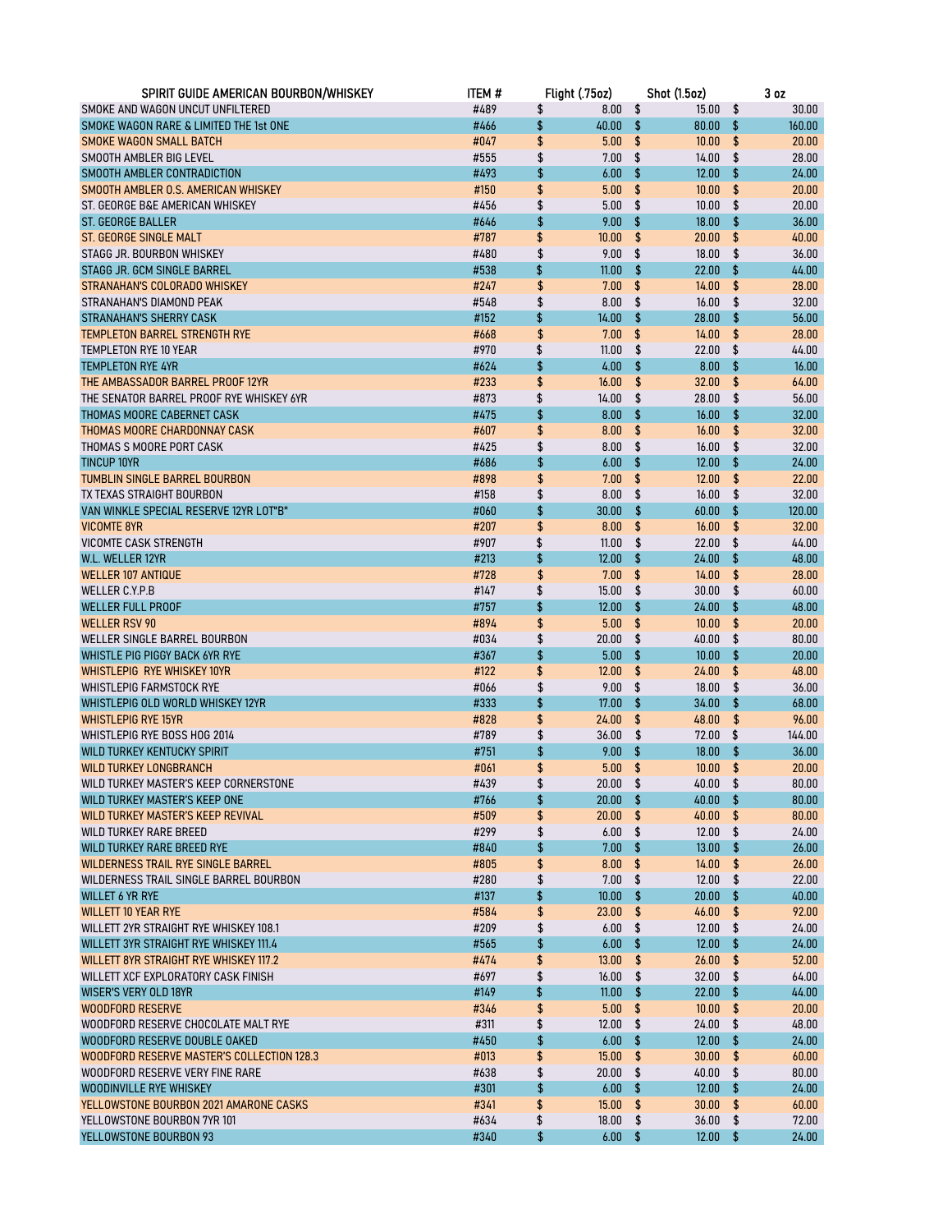| SPIRIT GUIDE AMERICAN BOURBON/WHISKEY | ITEM # | Flight (.75oz) | Shot (1.5oz) | 3 oz |
|---|---|---|---|---|
| SMOKE AND WAGON UNCUT UNFILTERED | #489 | $ 8.00 | $ 15.00 | $ 30.00 |
| SMOKE WAGON RARE & LIMITED THE 1st ONE | #466 | $ 40.00 | $ 80.00 | $ 160.00 |
| SMOKE WAGON SMALL BATCH | #047 | $ 5.00 | $ 10.00 | $ 20.00 |
| SMOOTH AMBLER BIG LEVEL | #555 | $ 7.00 | $ 14.00 | $ 28.00 |
| SMOOTH AMBLER CONTRADICTION | #493 | $ 6.00 | $ 12.00 | $ 24.00 |
| SMOOTH AMBLER O.S. AMERICAN WHISKEY | #150 | $ 5.00 | $ 10.00 | $ 20.00 |
| ST. GEORGE B&E AMERICAN WHISKEY | #456 | $ 5.00 | $ 10.00 | $ 20.00 |
| ST. GEORGE BALLER | #646 | $ 9.00 | $ 18.00 | $ 36.00 |
| ST. GEORGE SINGLE MALT | #787 | $ 10.00 | $ 20.00 | $ 40.00 |
| STAGG JR. BOURBON WHISKEY | #480 | $ 9.00 | $ 18.00 | $ 36.00 |
| STAGG JR. GCM SINGLE BARREL | #538 | $ 11.00 | $ 22.00 | $ 44.00 |
| STRANAHAN'S COLORADO WHISKEY | #247 | $ 7.00 | $ 14.00 | $ 28.00 |
| STRANAHAN'S DIAMOND PEAK | #548 | $ 8.00 | $ 16.00 | $ 32.00 |
| STRANAHAN'S SHERRY CASK | #152 | $ 14.00 | $ 28.00 | $ 56.00 |
| TEMPLETON BARREL STRENGTH RYE | #668 | $ 7.00 | $ 14.00 | $ 28.00 |
| TEMPLETON RYE 10 YEAR | #970 | $ 11.00 | $ 22.00 | $ 44.00 |
| TEMPLETON RYE 4YR | #624 | $ 4.00 | $ 8.00 | $ 16.00 |
| THE AMBASSADOR BARREL PROOF 12YR | #233 | $ 16.00 | $ 32.00 | $ 64.00 |
| THE SENATOR BARREL PROOF RYE WHISKEY 6YR | #873 | $ 14.00 | $ 28.00 | $ 56.00 |
| THOMAS MOORE CABERNET CASK | #475 | $ 8.00 | $ 16.00 | $ 32.00 |
| THOMAS MOORE CHARDONNAY CASK | #607 | $ 8.00 | $ 16.00 | $ 32.00 |
| THOMAS S MOORE PORT CASK | #425 | $ 8.00 | $ 16.00 | $ 32.00 |
| TINCUP 10YR | #686 | $ 6.00 | $ 12.00 | $ 24.00 |
| TUMBLIN SINGLE BARREL BOURBON | #898 | $ 7.00 | $ 12.00 | $ 22.00 |
| TX TEXAS STRAIGHT BOURBON | #158 | $ 8.00 | $ 16.00 | $ 32.00 |
| VAN WINKLE SPECIAL RESERVE 12YR LOT"B" | #060 | $ 30.00 | $ 60.00 | $ 120.00 |
| VICOMTE 8YR | #207 | $ 8.00 | $ 16.00 | $ 32.00 |
| VICOMTE CASK STRENGTH | #907 | $ 11.00 | $ 22.00 | $ 44.00 |
| W.L. WELLER 12YR | #213 | $ 12.00 | $ 24.00 | $ 48.00 |
| WELLER 107 ANTIQUE | #728 | $ 7.00 | $ 14.00 | $ 28.00 |
| WELLER C.Y.P.B | #147 | $ 15.00 | $ 30.00 | $ 60.00 |
| WELLER FULL PROOF | #757 | $ 12.00 | $ 24.00 | $ 48.00 |
| WELLER RSV 90 | #894 | $ 5.00 | $ 10.00 | $ 20.00 |
| WELLER SINGLE BARREL BOURBON | #034 | $ 20.00 | $ 40.00 | $ 80.00 |
| WHISTLE PIG PIGGY BACK 6YR RYE | #367 | $ 5.00 | $ 10.00 | $ 20.00 |
| WHISTLEPIG RYE WHISKEY 10YR | #122 | $ 12.00 | $ 24.00 | $ 48.00 |
| WHISTLEPIG FARMSTOCK RYE | #066 | $ 9.00 | $ 18.00 | $ 36.00 |
| WHISTLEPIG OLD WORLD WHISKEY 12YR | #333 | $ 17.00 | $ 34.00 | $ 68.00 |
| WHISTLEPIG RYE 15YR | #828 | $ 24.00 | $ 48.00 | $ 96.00 |
| WHISTLEPIG RYE BOSS HOG 2014 | #789 | $ 36.00 | $ 72.00 | $ 144.00 |
| WILD TURKEY KENTUCKY SPIRIT | #751 | $ 9.00 | $ 18.00 | $ 36.00 |
| WILD TURKEY LONGBRANCH | #061 | $ 5.00 | $ 10.00 | $ 20.00 |
| WILD TURKEY MASTER'S KEEP CORNERSTONE | #439 | $ 20.00 | $ 40.00 | $ 80.00 |
| WILD TURKEY MASTER'S KEEP ONE | #766 | $ 20.00 | $ 40.00 | $ 80.00 |
| WILD TURKEY MASTER'S KEEP REVIVAL | #509 | $ 20.00 | $ 40.00 | $ 80.00 |
| WILD TURKEY RARE BREED | #299 | $ 6.00 | $ 12.00 | $ 24.00 |
| WILD TURKEY RARE BREED RYE | #840 | $ 7.00 | $ 13.00 | $ 26.00 |
| WILDERNESS TRAIL RYE SINGLE BARREL | #805 | $ 8.00 | $ 14.00 | $ 26.00 |
| WILDERNESS TRAIL SINGLE BARREL BOURBON | #280 | $ 7.00 | $ 12.00 | $ 22.00 |
| WILLET 6 YR RYE | #137 | $ 10.00 | $ 20.00 | $ 40.00 |
| WILLETT 10 YEAR RYE | #584 | $ 23.00 | $ 46.00 | $ 92.00 |
| WILLETT 2YR STRAIGHT RYE WHISKEY 108.1 | #209 | $ 6.00 | $ 12.00 | $ 24.00 |
| WILLETT 3YR STRAIGHT RYE WHISKEY 111.4 | #565 | $ 6.00 | $ 12.00 | $ 24.00 |
| WILLETT 8YR STRAIGHT RYE WHISKEY 117.2 | #474 | $ 13.00 | $ 26.00 | $ 52.00 |
| WILLETT XCF EXPLORATORY CASK FINISH | #697 | $ 16.00 | $ 32.00 | $ 64.00 |
| WISER'S VERY OLD 18YR | #149 | $ 11.00 | $ 22.00 | $ 44.00 |
| WOODFORD RESERVE | #346 | $ 5.00 | $ 10.00 | $ 20.00 |
| WOODFORD RESERVE CHOCOLATE MALT RYE | #311 | $ 12.00 | $ 24.00 | $ 48.00 |
| WOODFORD RESERVE DOUBLE OAKED | #450 | $ 6.00 | $ 12.00 | $ 24.00 |
| WOODFORD RESERVE MASTER'S COLLECTION 128.3 | #013 | $ 15.00 | $ 30.00 | $ 60.00 |
| WOODFORD RESERVE VERY FINE RARE | #638 | $ 20.00 | $ 40.00 | $ 80.00 |
| WOODINVILLE RYE WHISKEY | #301 | $ 6.00 | $ 12.00 | $ 24.00 |
| YELLOWSTONE BOURBON 2021 AMARONE CASKS | #341 | $ 15.00 | $ 30.00 | $ 60.00 |
| YELLOWSTONE BOURBON 7YR 101 | #634 | $ 18.00 | $ 36.00 | $ 72.00 |
| YELLOWSTONE BOURBON 93 | #340 | $ 6.00 | $ 12.00 | $ 24.00 |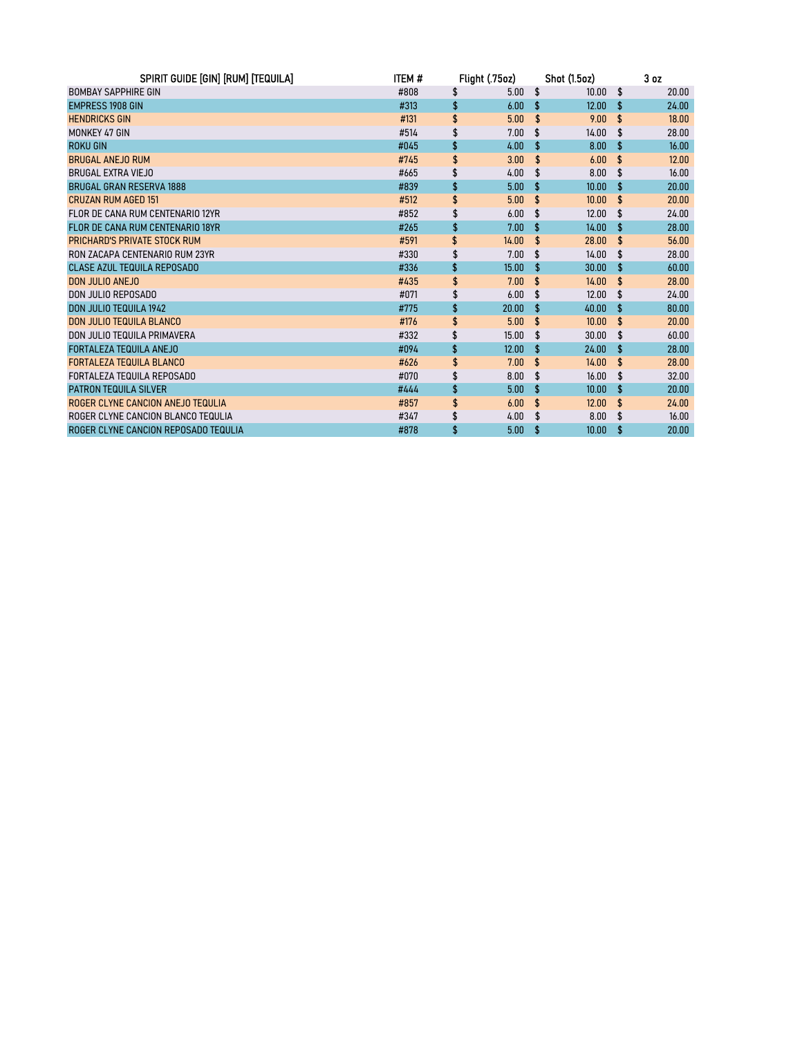| SPIRIT GUIDE [GIN] [RUM] [TEQUILA] | ITEM # | Flight (.75oz) | Shot (1.5oz) | 3 oz |
|---|---|---|---|---|
| BOMBAY SAPPHIRE GIN | #808 | $ 5.00 | $ 10.00 | $ 20.00 |
| EMPRESS 1908 GIN | #313 | $ 6.00 | $ 12.00 | $ 24.00 |
| HENDRICKS GIN | #131 | $ 5.00 | $ 9.00 | $ 18.00 |
| MONKEY 47 GIN | #514 | $ 7.00 | $ 14.00 | $ 28.00 |
| ROKU GIN | #045 | $ 4.00 | $ 8.00 | $ 16.00 |
| BRUGAL ANEJO RUM | #745 | $ 3.00 | $ 6.00 | $ 12.00 |
| BRUGAL EXTRA VIEJO | #665 | $ 4.00 | $ 8.00 | $ 16.00 |
| BRUGAL GRAN RESERVA 1888 | #839 | $ 5.00 | $ 10.00 | $ 20.00 |
| CRUZAN RUM AGED 151 | #512 | $ 5.00 | $ 10.00 | $ 20.00 |
| FLOR DE CANA RUM CENTENARIO 12YR | #852 | $ 6.00 | $ 12.00 | $ 24.00 |
| FLOR DE CANA RUM CENTENARIO 18YR | #265 | $ 7.00 | $ 14.00 | $ 28.00 |
| PRICHARD'S PRIVATE STOCK RUM | #591 | $ 14.00 | $ 28.00 | $ 56.00 |
| RON ZACAPA CENTENARIO RUM 23YR | #330 | $ 7.00 | $ 14.00 | $ 28.00 |
| CLASE AZUL TEQUILA REPOSADO | #336 | $ 15.00 | $ 30.00 | $ 60.00 |
| DON JULIO ANEJO | #435 | $ 7.00 | $ 14.00 | $ 28.00 |
| DON JULIO REPOSADO | #071 | $ 6.00 | $ 12.00 | $ 24.00 |
| DON JULIO TEQUILA 1942 | #775 | $ 20.00 | $ 40.00 | $ 80.00 |
| DON JULIO TEQUILA BLANCO | #176 | $ 5.00 | $ 10.00 | $ 20.00 |
| DON JULIO TEQUILA PRIMAVERA | #332 | $ 15.00 | $ 30.00 | $ 60.00 |
| FORTALEZA TEQUILA ANEJO | #094 | $ 12.00 | $ 24.00 | $ 28.00 |
| FORTALEZA TEQUILA BLANCO | #626 | $ 7.00 | $ 14.00 | $ 28.00 |
| FORTALEZA TEQUILA REPOSADO | #070 | $ 8.00 | $ 16.00 | $ 32.00 |
| PATRON TEQUILA SILVER | #444 | $ 5.00 | $ 10.00 | $ 20.00 |
| ROGER CLYNE CANCION ANEJO TEQULIA | #857 | $ 6.00 | $ 12.00 | $ 24.00 |
| ROGER CLYNE CANCION BLANCO TEQULIA | #347 | $ 4.00 | $ 8.00 | $ 16.00 |
| ROGER CLYNE CANCION REPOSADO TEQULIA | #878 | $ 5.00 | $ 10.00 | $ 20.00 |